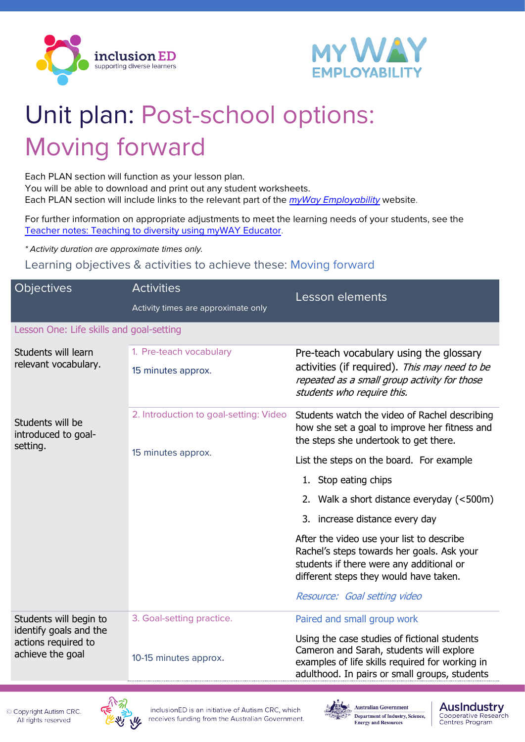# Unit plan: Post-school options: Moving forward

Each PLAN section will function as your lesson plan.
You will be able to download and print out any student worksheets.
Each PLAN section will include links to the relevant part of the *myWay Employability* website.

For further information on appropriate adjustments to meet the learning needs of your students, see the Teacher notes: Teaching to diversity using myWAY Educator.

*\* Activity duration are approximate times only.*

## Learning objectives & activities to achieve these: Moving forward

| Objectives | Activities<br>Activity times are approximate only | Lesson elements |
|---|---|---|
| **Lesson One: Life skills and goal-setting** | | |
| Students will learn relevant vocabulary. | 1. Pre-teach vocabulary<br>15 minutes approx. | Pre-teach vocabulary using the glossary activities (if required). *This may need to be repeated as a small group activity for those students who require this.* |
| Students will be introduced to goal-setting. | 2. Introduction to goal-setting: Video<br>15 minutes approx. | Students watch the video of Rachel describing how she set a goal to improve her fitness and the steps she undertook to get there.<br>List the steps on the board. For example<br>1. Stop eating chips<br>2. Walk a short distance everyday (<500m)<br>3. increase distance every day<br>After the video use your list to describe Rachel's steps towards her goals. Ask your students if there were any additional or different steps they would have taken.<br>*Resource: Goal setting video* |
| Students will begin to identify goals and the actions required to achieve the goal | 3. Goal-setting practice.<br>10-15 minutes approx. | Paired and small group work<br>Using the case studies of fictional students Cameron and Sarah, students will explore examples of life skills required for working in adulthood. In pairs or small groups, students |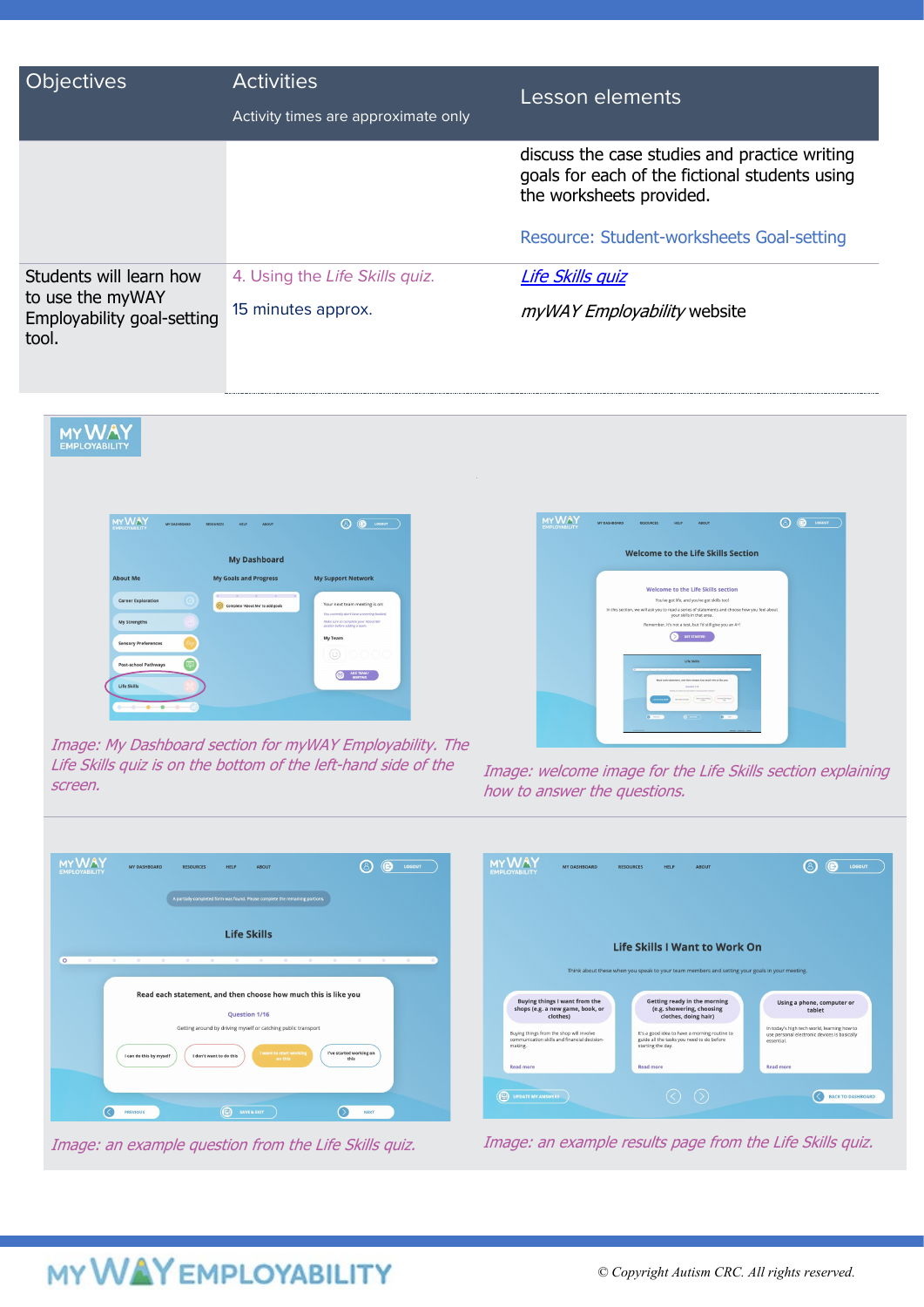| Objectives | Activities<br>Activity times are approximate only | Lesson elements |
|---|---|---|
| | | discuss the case studies and practice writing goals for each of the fictional students using the worksheets provided.<br><br>Resource: Student-worksheets Goal-setting |
| Students will learn how to use the myWAY Employability goal-setting tool. | 4. Using the *Life Skills* quiz.<br><br>15 minutes approx. | *Life Skills quiz*<br><br>*myWAY Employability* website |

*Image: My Dashboard section for myWAY Employability. The Life Skills quiz is on the bottom of the left-hand side of the screen.*

*Image: welcome image for the Life Skills section explaining how to answer the questions.*

*Image: an example question from the Life Skills quiz.*

*Image: an example results page from the Life Skills quiz.*

© Copyright Autism CRC. All rights reserved.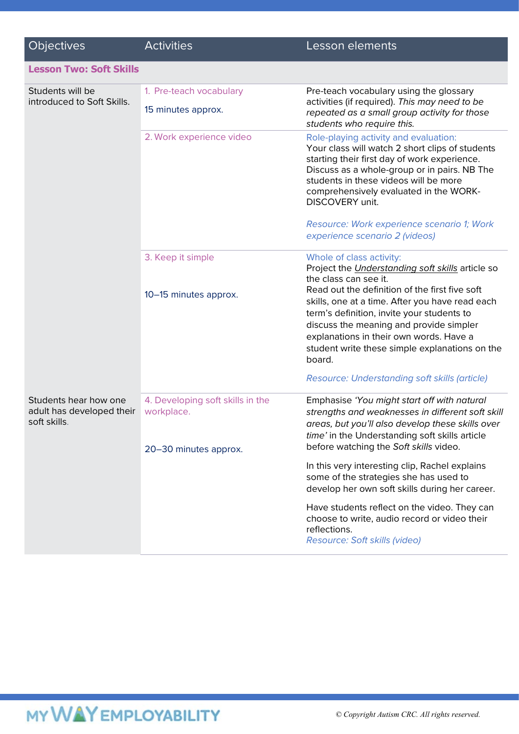| Objectives | Activities | Lesson elements |
|---|---|---|
| **Lesson Two: Soft Skills** | | |
| Students will be introduced to Soft Skills. | 1. Pre-teach vocabulary<br><br>15 minutes approx. | Pre-teach vocabulary using the glossary activities (if required). *This may need to be repeated as a small group activity for those students who require this.* |
| | 2. Work experience video | Role-playing activity and evaluation:<br>Your class will watch 2 short clips of students starting their first day of work experience. Discuss as a whole-group or in pairs. NB The students in these videos will be more comprehensively evaluated in the WORK-DISCOVERY unit.<br><br>*Resource: Work experience scenario 1; Work experience scenario 2 (videos)* |
| | 3. Keep it simple<br><br>10–15 minutes approx. | Whole of class activity:<br>Project the *Understanding soft skills* article so the class can see it.<br>Read out the definition of the first five soft skills, one at a time. After you have read each term's definition, invite your students to discuss the meaning and provide simpler explanations in their own words. Have a student write these simple explanations on the board.<br><br>*Resource: Understanding soft skills (article)* |
| Students hear how one adult has developed their soft skills. | 4. Developing soft skills in the workplace.<br><br>20–30 minutes approx. | Emphasise *'You might start off with natural strengths and weaknesses in different soft skill areas, but you'll also develop these skills over time'* in the Understanding soft skills article before watching the *Soft skills* video.<br><br>In this very interesting clip, Rachel explains some of the strategies she has used to develop her own soft skills during her career.<br><br>Have students reflect on the video. They can choose to write, audio record or video their reflections.<br>*Resource: Soft skills (video)* |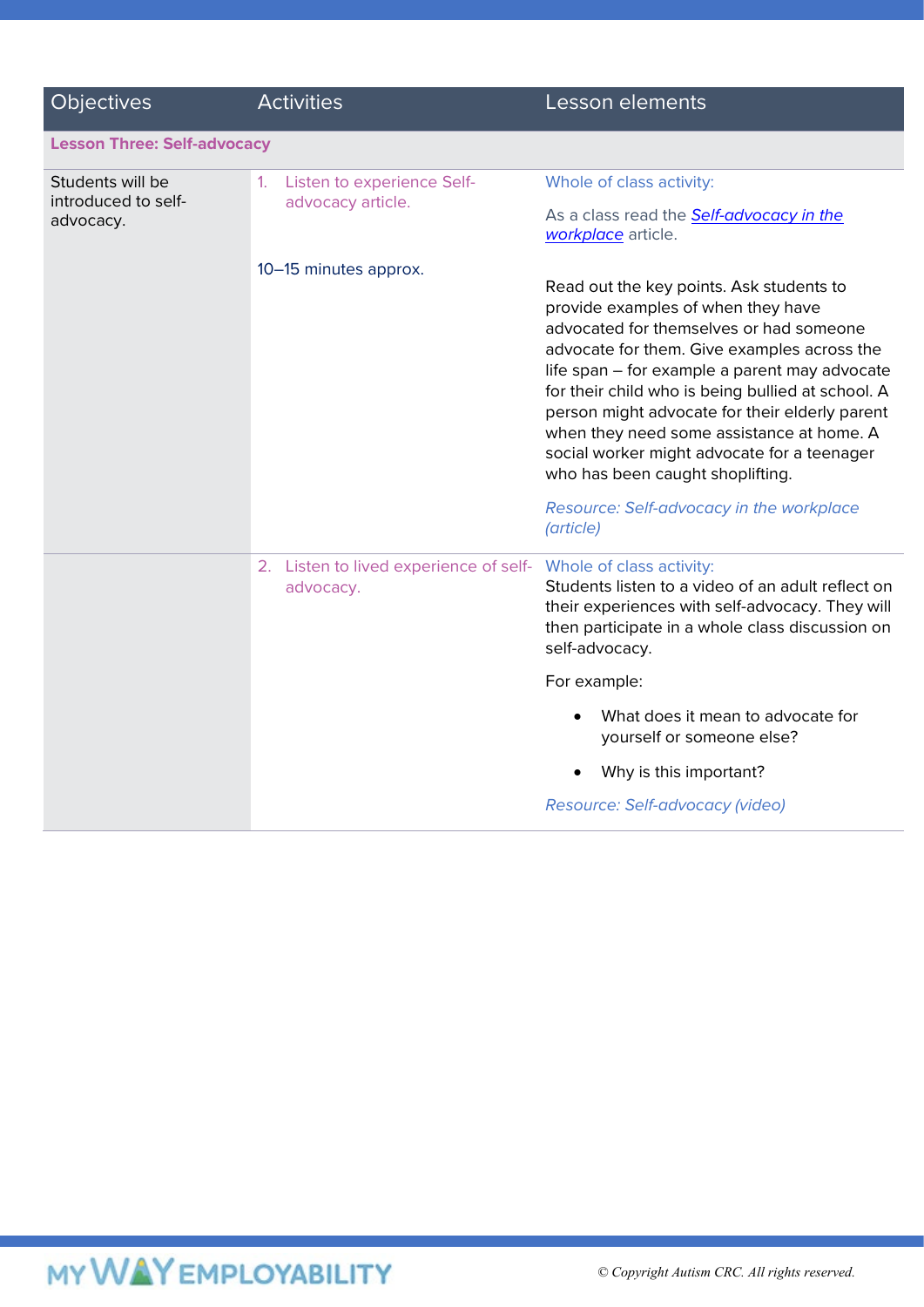| Objectives | Activities | Lesson elements |
|---|---|---|
| **Lesson Three: Self-advocacy** | | |
| Students will be introduced to self-advocacy. | 1. Listen to experience Self-advocacy article.<br><br>10–15 minutes approx. | Whole of class activity:<br><br>As a class read the *Self-advocacy in the workplace* article.<br><br>Read out the key points. Ask students to provide examples of when they have advocated for themselves or had someone advocate for them. Give examples across the life span – for example a parent may advocate for their child who is being bullied at school. A person might advocate for their elderly parent when they need some assistance at home. A social worker might advocate for a teenager who has been caught shoplifting.<br><br>*Resource: Self-advocacy in the workplace (article)* |
| | 2. Listen to lived experience of self-advocacy. | Whole of class activity:<br>Students listen to a video of an adult reflect on their experiences with self-advocacy. They will then participate in a whole class discussion on self-advocacy.<br><br>For example:<br><br>• What does it mean to advocate for yourself or someone else?<br><br>• Why is this important?<br><br>*Resource: Self-advocacy (video)* |